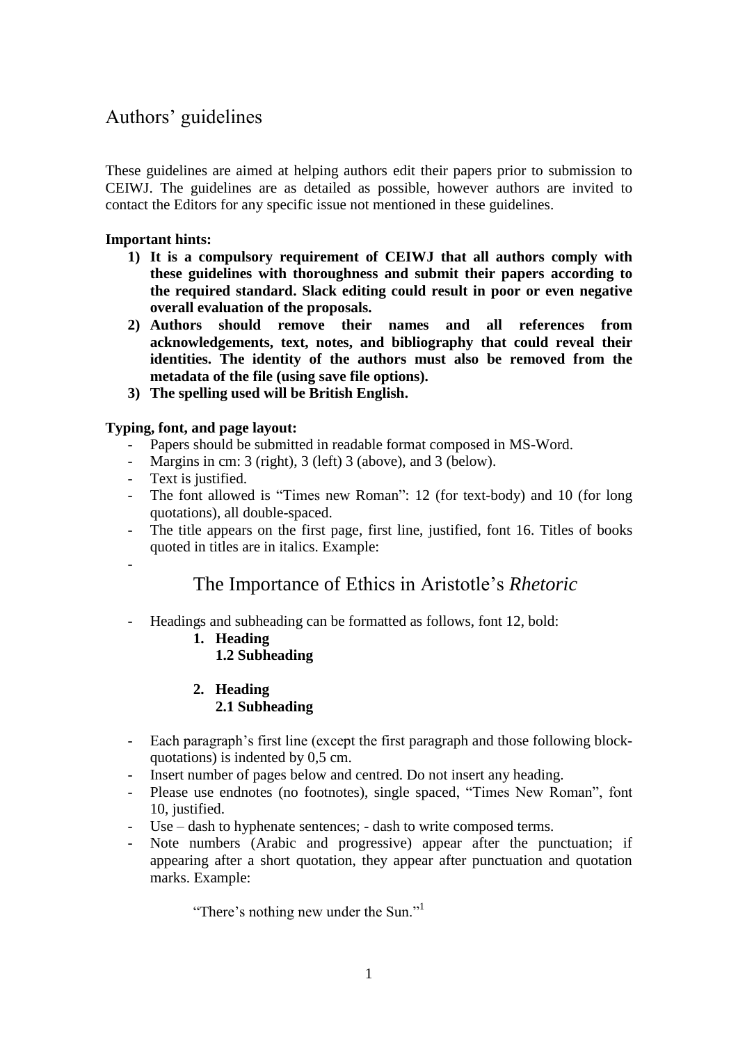# Authors' guidelines

These guidelines are aimed at helping authors edit their papers prior to submission to CEIWJ. The guidelines are as detailed as possible, however authors are invited to contact the Editors for any specific issue not mentioned in these guidelines.

**Important hints:**

1) **It is a compulsory requirement of CEIWJ that all authors comply with these guidelines with thoroughness and submit their papers according to the required standard. Slack editing could result in poor or even negative overall evaluation of the proposals.**
2) **Authors should remove their names and all references from acknowledgements, text, notes, and bibliography that could reveal their identities. The identity of the authors must also be removed from the metadata of the file (using save file options).**
3) **The spelling used will be British English.**

**Typing, font, and page layout:**

- Papers should be submitted in readable format composed in MS-Word.
- Margins in cm: 3 (right), 3 (left) 3 (above), and 3 (below).
- Text is justified.
- The font allowed is "Times new Roman": 12 (for text-body) and 10 (for long quotations), all double-spaced.
- The title appears on the first page, first line, justified, font 16. Titles of books quoted in titles are in italics. Example:
-

The Importance of Ethics in Aristotle's *Rhetoric*

- Headings and subheading can be formatted as follows, font 12, bold:

  **1. Heading**
  **1.2 Subheading**

  **2. Heading**
  **2.1 Subheading**

- Each paragraph's first line (except the first paragraph and those following block-quotations) is indented by 0,5 cm.
- Insert number of pages below and centred. Do not insert any heading.
- Please use endnotes (no footnotes), single spaced, "Times New Roman", font 10, justified.
- Use – dash to hyphenate sentences; - dash to write composed terms.
- Note numbers (Arabic and progressive) appear after the punctuation; if appearing after a short quotation, they appear after punctuation and quotation marks. Example:

  "There's nothing new under the Sun."[1]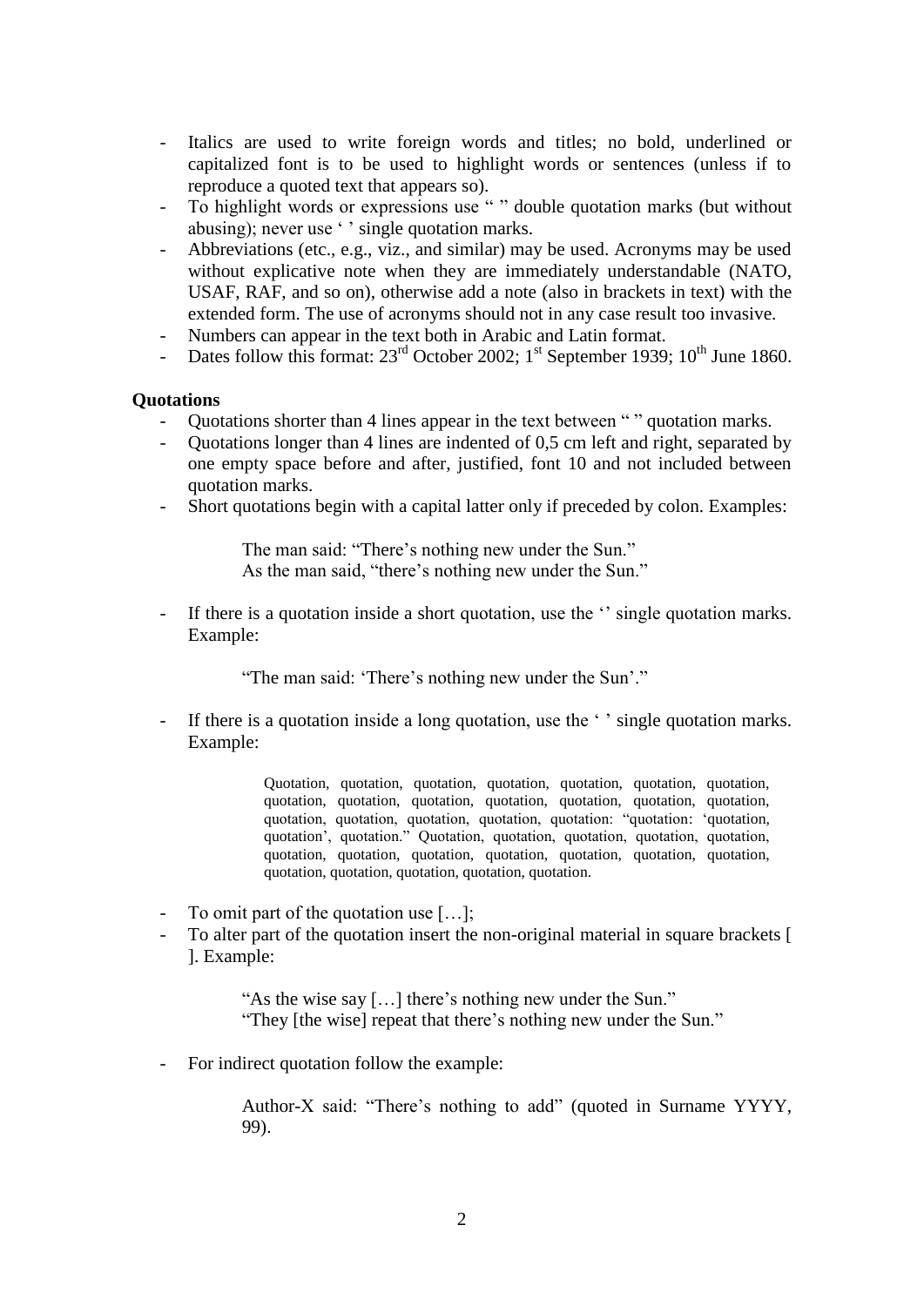- Italics are used to write foreign words and titles; no bold, underlined or capitalized font is to be used to highlight words or sentences (unless if to reproduce a quoted text that appears so).
- To highlight words or expressions use " " double quotation marks (but without abusing); never use ' ' single quotation marks.
- Abbreviations (etc., e.g., viz., and similar) may be used. Acronyms may be used without explicative note when they are immediately understandable (NATO, USAF, RAF, and so on), otherwise add a note (also in brackets in text) with the extended form. The use of acronyms should not in any case result too invasive.
- Numbers can appear in the text both in Arabic and Latin format.
- Dates follow this format: 23rd October 2002; 1st September 1939; 10th June 1860.

**Quotations**

- Quotations shorter than 4 lines appear in the text between " " quotation marks.
- Quotations longer than 4 lines are indented of 0,5 cm left and right, separated by one empty space before and after, justified, font 10 and not included between quotation marks.
- Short quotations begin with a capital latter only if preceded by colon. Examples:

  The man said: "There's nothing new under the Sun."
  As the man said, "there's nothing new under the Sun."

- If there is a quotation inside a short quotation, use the '' single quotation marks. Example:

  "The man said: 'There's nothing new under the Sun'."

- If there is a quotation inside a long quotation, use the ' ' single quotation marks. Example:

  > Quotation, quotation, quotation, quotation, quotation, quotation, quotation, quotation, quotation, quotation, quotation, quotation, quotation, quotation, quotation, quotation, quotation, quotation, quotation: "quotation: 'quotation, quotation', quotation." Quotation, quotation, quotation, quotation, quotation, quotation, quotation, quotation, quotation, quotation, quotation, quotation, quotation, quotation, quotation, quotation, quotation.

- To omit part of the quotation use […];
- To alter part of the quotation insert the non-original material in square brackets [ ]. Example:

  "As the wise say […] there's nothing new under the Sun."
  "They [the wise] repeat that there's nothing new under the Sun."

- For indirect quotation follow the example:

  Author-X said: "There's nothing to add" (quoted in Surname YYYY, 99).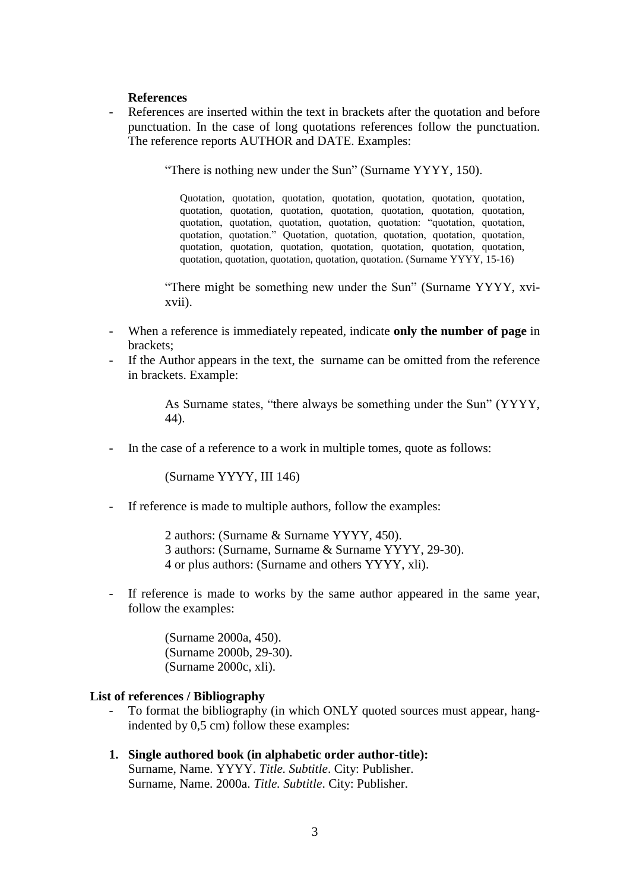**References**

- References are inserted within the text in brackets after the quotation and before punctuation. In the case of long quotations references follow the punctuation. The reference reports AUTHOR and DATE. Examples:

> "There is nothing new under the Sun" (Surname YYYY, 150).

> Quotation, quotation, quotation, quotation, quotation, quotation, quotation, quotation, quotation, quotation, quotation, quotation, quotation, quotation, quotation, quotation, quotation, quotation, quotation: "quotation, quotation, quotation, quotation." Quotation, quotation, quotation, quotation, quotation, quotation, quotation, quotation, quotation, quotation, quotation, quotation, quotation, quotation, quotation, quotation, quotation. (Surname YYYY, 15-16)

> "There might be something new under the Sun" (Surname YYYY, xvi-xvii).

- When a reference is immediately repeated, indicate **only the number of page** in brackets;
- If the Author appears in the text, the surname can be omitted from the reference in brackets. Example:

> As Surname states, "there always be something under the Sun" (YYYY, 44).

- In the case of a reference to a work in multiple tomes, quote as follows:

> (Surname YYYY, III 146)

- If reference is made to multiple authors, follow the examples:

> 2 authors: (Surname & Surname YYYY, 450).
> 3 authors: (Surname, Surname & Surname YYYY, 29-30).
> 4 or plus authors: (Surname and others YYYY, xli).

- If reference is made to works by the same author appeared in the same year, follow the examples:

> (Surname 2000a, 450).
> (Surname 2000b, 29-30).
> (Surname 2000c, xli).

**List of references / Bibliography**

- To format the bibliography (in which ONLY quoted sources must appear, hang-indented by 0,5 cm) follow these examples:

1. **Single authored book (in alphabetic order author-title):**
   Surname, Name. YYYY. *Title. Subtitle*. City: Publisher.
   Surname, Name. 2000a. *Title. Subtitle*. City: Publisher.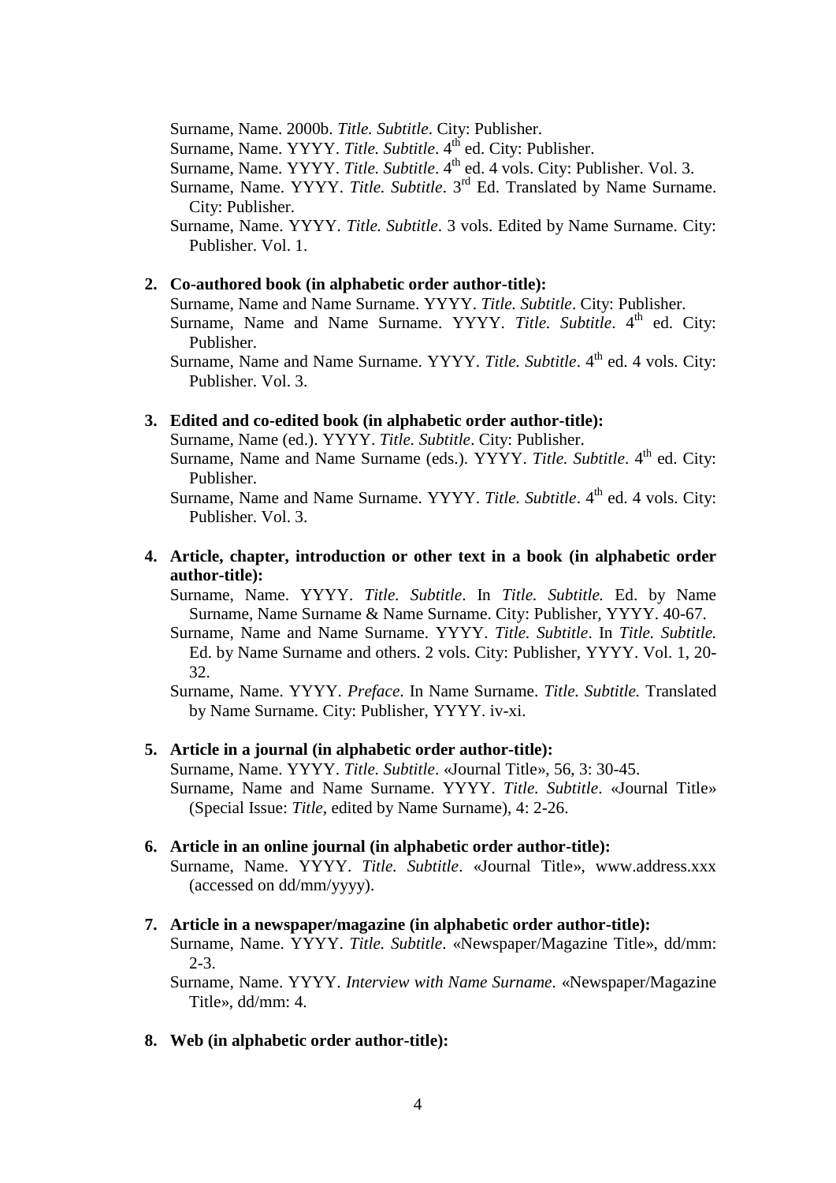Surname, Name. 2000b. *Title. Subtitle*. City: Publisher.

Surname, Name. YYYY. *Title. Subtitle*. 4th ed. City: Publisher.

Surname, Name. YYYY. *Title. Subtitle*. 4th ed. 4 vols. City: Publisher. Vol. 3.

Surname, Name. YYYY. *Title. Subtitle*. 3rd Ed. Translated by Name Surname. City: Publisher.

Surname, Name. YYYY. *Title. Subtitle*. 3 vols. Edited by Name Surname. City: Publisher. Vol. 1.

2. **Co-authored book (in alphabetic order author-title):**

Surname, Name and Name Surname. YYYY. *Title. Subtitle*. City: Publisher.

Surname, Name and Name Surname. YYYY. *Title. Subtitle*. 4th ed. City: Publisher.

Surname, Name and Name Surname. YYYY. *Title. Subtitle*. 4th ed. 4 vols. City: Publisher. Vol. 3.

3. **Edited and co-edited book (in alphabetic order author-title):**

Surname, Name (ed.). YYYY. *Title. Subtitle*. City: Publisher.

Surname, Name and Name Surname (eds.). YYYY. *Title. Subtitle*. 4th ed. City: Publisher.

Surname, Name and Name Surname. YYYY. *Title. Subtitle*. 4th ed. 4 vols. City: Publisher. Vol. 3.

4. **Article, chapter, introduction or other text in a book (in alphabetic order author-title):**

Surname, Name. YYYY. *Title. Subtitle*. In *Title. Subtitle.* Ed. by Name Surname, Name Surname & Name Surname. City: Publisher, YYYY. 40-67.

Surname, Name and Name Surname. YYYY. *Title. Subtitle*. In *Title. Subtitle.* Ed. by Name Surname and others. 2 vols. City: Publisher, YYYY. Vol. 1, 20-32.

Surname, Name. YYYY. *Preface*. In Name Surname. *Title. Subtitle.* Translated by Name Surname. City: Publisher, YYYY. iv-xi.

5. **Article in a journal (in alphabetic order author-title):**

Surname, Name. YYYY. *Title. Subtitle*. «Journal Title», 56, 3: 30-45.

Surname, Name and Name Surname. YYYY. *Title. Subtitle*. «Journal Title» (Special Issue: *Title*, edited by Name Surname), 4: 2-26.

6. **Article in an online journal (in alphabetic order author-title):**

Surname, Name. YYYY. *Title. Subtitle*. «Journal Title», www.address.xxx (accessed on dd/mm/yyyy).

7. **Article in a newspaper/magazine (in alphabetic order author-title):**

Surname, Name. YYYY. *Title. Subtitle*. «Newspaper/Magazine Title», dd/mm: 2-3.

Surname, Name. YYYY. *Interview with Name Surname*. «Newspaper/Magazine Title», dd/mm: 4.

8. **Web (in alphabetic order author-title):**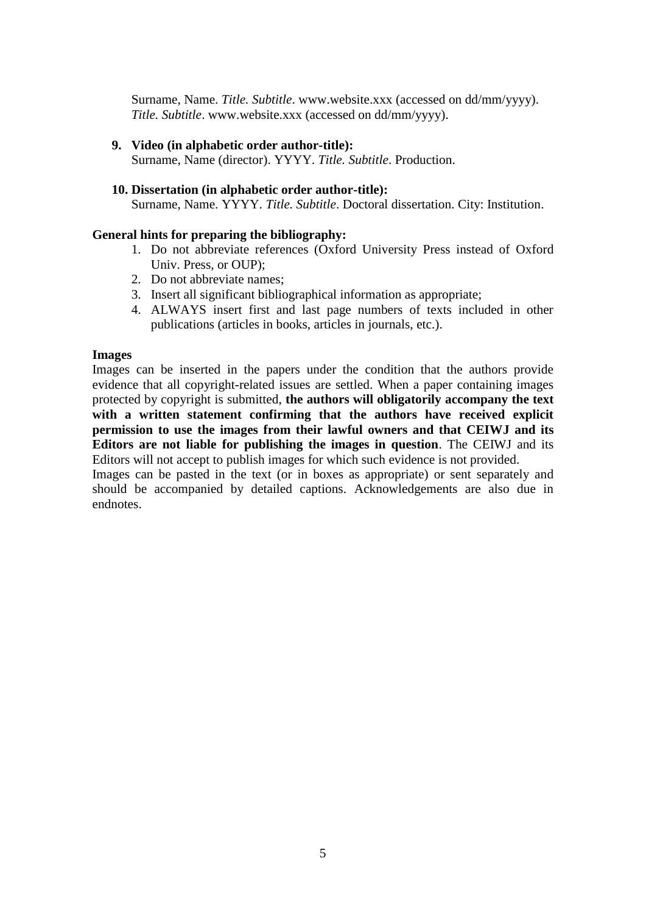Surname, Name. *Title. Subtitle*. www.website.xxx (accessed on dd/mm/yyyy).
*Title. Subtitle*. www.website.xxx (accessed on dd/mm/yyyy).

9. **Video (in alphabetic order author-title):**
   Surname, Name (director). YYYY. *Title. Subtitle*. Production.

10. **Dissertation (in alphabetic order author-title):**
    Surname, Name. YYYY. *Title. Subtitle*. Doctoral dissertation. City: Institution.

**General hints for preparing the bibliography:**

1. Do not abbreviate references (Oxford University Press instead of Oxford Univ. Press, or OUP);
2. Do not abbreviate names;
3. Insert all significant bibliographical information as appropriate;
4. ALWAYS insert first and last page numbers of texts included in other publications (articles in books, articles in journals, etc.).

**Images**

Images can be inserted in the papers under the condition that the authors provide evidence that all copyright-related issues are settled. When a paper containing images protected by copyright is submitted, **the authors will obligatorily accompany the text with a written statement confirming that the authors have received explicit permission to use the images from their lawful owners and that CEIWJ and its Editors are not liable for publishing the images in question**. The CEIWJ and its Editors will not accept to publish images for which such evidence is not provided.
Images can be pasted in the text (or in boxes as appropriate) or sent separately and should be accompanied by detailed captions. Acknowledgements are also due in endnotes.